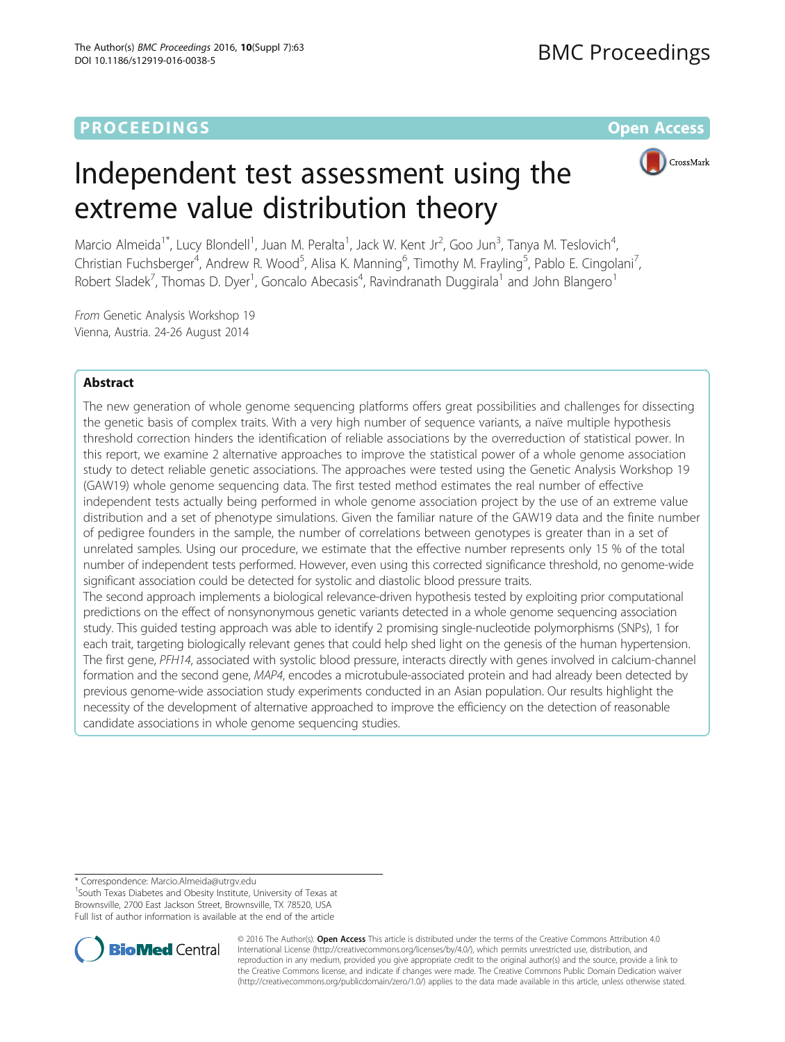PROCEEDINGS Open Access

# Independent test assessment using the extreme value distribution theory

Marcio Almeida[1*], Lucy Blondell[1], Juan M. Peralta[1], Jack W. Kent Jr[2], Goo Jun[3], Tanya M. Teslovich[4], Christian Fuchsberger[4], Andrew R. Wood[5], Alisa K. Manning[6], Timothy M. Frayling[5], Pablo E. Cingolani[7], Robert Sladek[7], Thomas D. Dyer[1], Goncalo Abecasis[4], Ravindranath Duggirala[1] and John Blangero[1]

From Genetic Analysis Workshop 19
Vienna, Austria. 24-26 August 2014

## Abstract

The new generation of whole genome sequencing platforms offers great possibilities and challenges for dissecting the genetic basis of complex traits. With a very high number of sequence variants, a naïve multiple hypothesis threshold correction hinders the identification of reliable associations by the overreduction of statistical power. In this report, we examine 2 alternative approaches to improve the statistical power of a whole genome association study to detect reliable genetic associations. The approaches were tested using the Genetic Analysis Workshop 19 (GAW19) whole genome sequencing data. The first tested method estimates the real number of effective independent tests actually being performed in whole genome association project by the use of an extreme value distribution and a set of phenotype simulations. Given the familiar nature of the GAW19 data and the finite number of pedigree founders in the sample, the number of correlations between genotypes is greater than in a set of unrelated samples. Using our procedure, we estimate that the effective number represents only 15 % of the total number of independent tests performed. However, even using this corrected significance threshold, no genome-wide significant association could be detected for systolic and diastolic blood pressure traits.

The second approach implements a biological relevance-driven hypothesis tested by exploiting prior computational predictions on the effect of nonsynonymous genetic variants detected in a whole genome sequencing association study. This guided testing approach was able to identify 2 promising single-nucleotide polymorphisms (SNPs), 1 for each trait, targeting biologically relevant genes that could help shed light on the genesis of the human hypertension. The first gene, *PFH14*, associated with systolic blood pressure, interacts directly with genes involved in calcium-channel formation and the second gene, *MAP4*, encodes a microtubule-associated protein and had already been detected by previous genome-wide association study experiments conducted in an Asian population. Our results highlight the necessity of the development of alternative approached to improve the efficiency on the detection of reasonable candidate associations in whole genome sequencing studies.

\* Correspondence: Marcio.Almeida@utrgv.edu
[1]South Texas Diabetes and Obesity Institute, University of Texas at Brownsville, 2700 East Jackson Street, Brownsville, TX 78520, USA
Full list of author information is available at the end of the article

© 2016 The Author(s). **Open Access** This article is distributed under the terms of the Creative Commons Attribution 4.0 International License (http://creativecommons.org/licenses/by/4.0/), which permits unrestricted use, distribution, and reproduction in any medium, provided you give appropriate credit to the original author(s) and the source, provide a link to the Creative Commons license, and indicate if changes were made. The Creative Commons Public Domain Dedication waiver (http://creativecommons.org/publicdomain/zero/1.0/) applies to the data made available in this article, unless otherwise stated.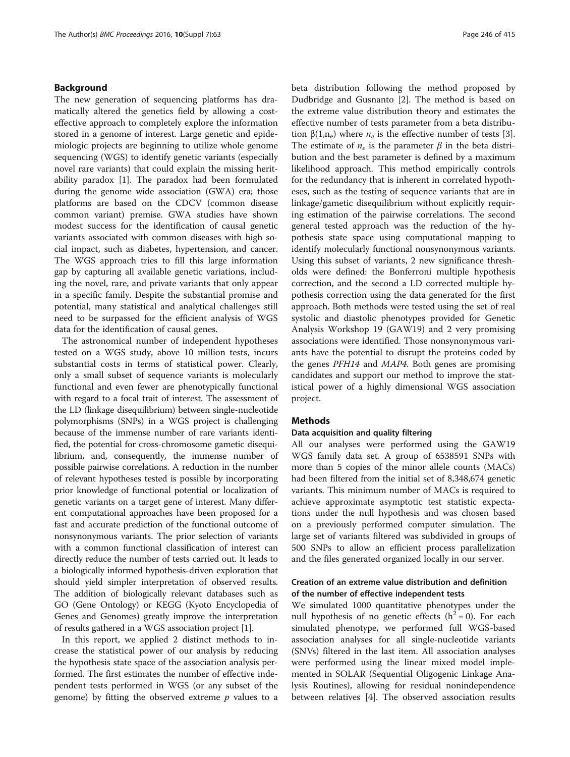## Background

The new generation of sequencing platforms has dramatically altered the genetics field by allowing a cost-effective approach to completely explore the information stored in a genome of interest. Large genetic and epidemiologic projects are beginning to utilize whole genome sequencing (WGS) to identify genetic variants (especially novel rare variants) that could explain the missing heritability paradox [1]. The paradox had been formulated during the genome wide association (GWA) era; those platforms are based on the CDCV (common disease common variant) premise. GWA studies have shown modest success for the identification of causal genetic variants associated with common diseases with high social impact, such as diabetes, hypertension, and cancer. The WGS approach tries to fill this large information gap by capturing all available genetic variations, including the novel, rare, and private variants that only appear in a specific family. Despite the substantial promise and potential, many statistical and analytical challenges still need to be surpassed for the efficient analysis of WGS data for the identification of causal genes.

The astronomical number of independent hypotheses tested on a WGS study, above 10 million tests, incurs substantial costs in terms of statistical power. Clearly, only a small subset of sequence variants is molecularly functional and even fewer are phenotypically functional with regard to a focal trait of interest. The assessment of the LD (linkage disequilibrium) between single-nucleotide polymorphisms (SNPs) in a WGS project is challenging because of the immense number of rare variants identified, the potential for cross-chromosome gametic disequilibrium, and, consequently, the immense number of possible pairwise correlations. A reduction in the number of relevant hypotheses tested is possible by incorporating prior knowledge of functional potential or localization of genetic variants on a target gene of interest. Many different computational approaches have been proposed for a fast and accurate prediction of the functional outcome of nonsynonymous variants. The prior selection of variants with a common functional classification of interest can directly reduce the number of tests carried out. It leads to a biologically informed hypothesis-driven exploration that should yield simpler interpretation of observed results. The addition of biologically relevant databases such as GO (Gene Ontology) or KEGG (Kyoto Encyclopedia of Genes and Genomes) greatly improve the interpretation of results gathered in a WGS association project [1].

In this report, we applied 2 distinct methods to increase the statistical power of our analysis by reducing the hypothesis state space of the association analysis performed. The first estimates the number of effective independent tests performed in WGS (or any subset of the genome) by fitting the observed extreme *p* values to a beta distribution following the method proposed by Dudbridge and Gusnanto [2]. The method is based on the extreme value distribution theory and estimates the effective number of tests parameter from a beta distribution $\beta(1,n_e)$ where $n_e$ is the effective number of tests [3]. The estimate of $n_e$ is the parameter $\beta$ in the beta distribution and the best parameter is defined by a maximum likelihood approach. This method empirically controls for the redundancy that is inherent in correlated hypotheses, such as the testing of sequence variants that are in linkage/gametic disequilibrium without explicitly requiring estimation of the pairwise correlations. The second general tested approach was the reduction of the hypothesis state space using computational mapping to identify molecularly functional nonsynonymous variants. Using this subset of variants, 2 new significance thresholds were defined: the Bonferroni multiple hypothesis correction, and the second a LD corrected multiple hypothesis correction using the data generated for the first approach. Both methods were tested using the set of real systolic and diastolic phenotypes provided for Genetic Analysis Workshop 19 (GAW19) and 2 very promising associations were identified. Those nonsynonymous variants have the potential to disrupt the proteins coded by the genes *PFH14* and *MAP4*. Both genes are promising candidates and support our method to improve the statistical power of a highly dimensional WGS association project.

## Methods

### Data acquisition and quality filtering

All our analyses were performed using the GAW19 WGS family data set. A group of 6538591 SNPs with more than 5 copies of the minor allele counts (MACs) had been filtered from the initial set of 8,348,674 genetic variants. This minimum number of MACs is required to achieve approximate asymptotic test statistic expectations under the null hypothesis and was chosen based on a previously performed computer simulation. The large set of variants filtered was subdivided in groups of 500 SNPs to allow an efficient process parallelization and the files generated organized locally in our server.

### Creation of an extreme value distribution and definition of the number of effective independent tests

We simulated 1000 quantitative phenotypes under the null hypothesis of no genetic effects ($h^2 = 0$). For each simulated phenotype, we performed full WGS-based association analyses for all single-nucleotide variants (SNVs) filtered in the last item. All association analyses were performed using the linear mixed model implemented in SOLAR (Sequential Oligogenic Linkage Analysis Routines), allowing for residual nonindependence between relatives [4]. The observed association results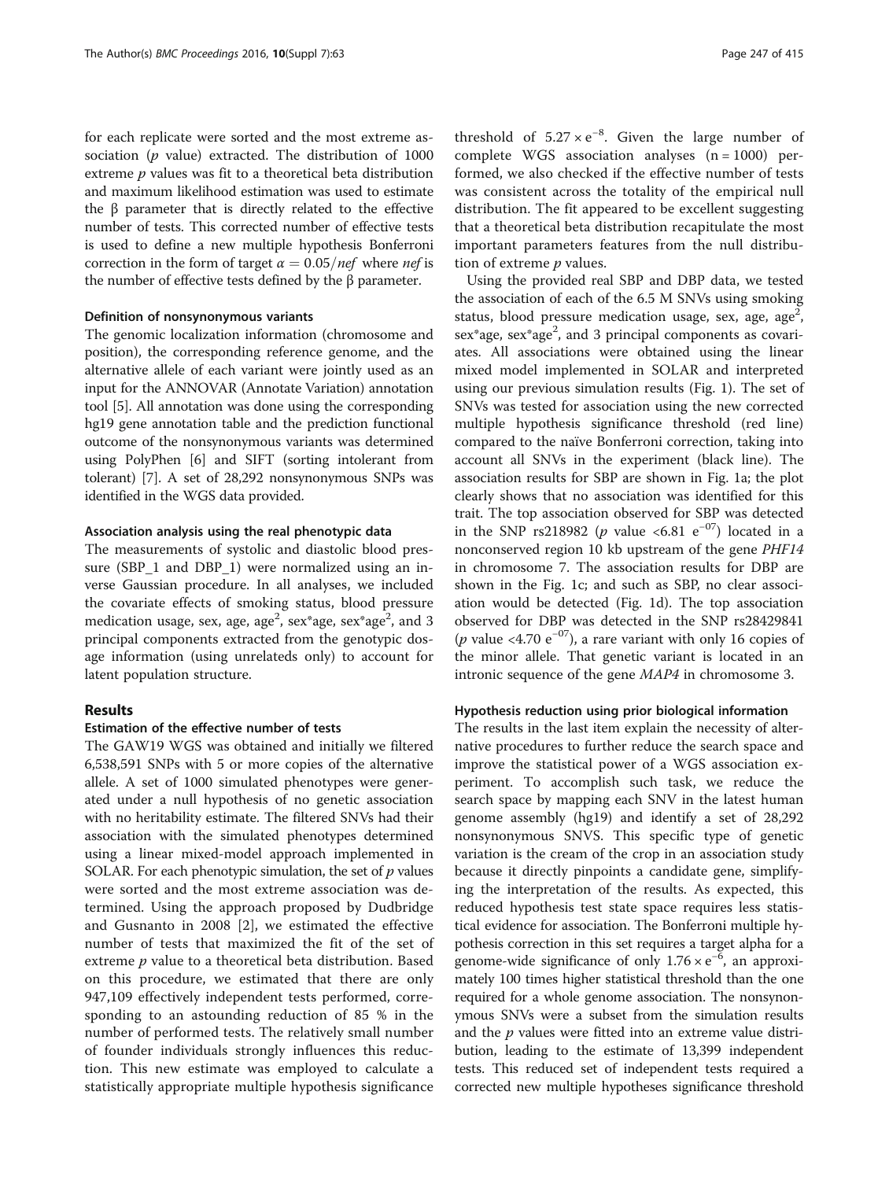for each replicate were sorted and the most extreme association ($p$ value) extracted. The distribution of 1000 extreme $p$ values was fit to a theoretical beta distribution and maximum likelihood estimation was used to estimate the β parameter that is directly related to the effective number of tests. This corrected number of effective tests is used to define a new multiple hypothesis Bonferroni correction in the form of target $\alpha = 0.05/nef$ where $nef$ is the number of effective tests defined by the β parameter.

#### Definition of nonsynonymous variants

The genomic localization information (chromosome and position), the corresponding reference genome, and the alternative allele of each variant were jointly used as an input for the ANNOVAR (Annotate Variation) annotation tool [5]. All annotation was done using the corresponding hg19 gene annotation table and the prediction functional outcome of the nonsynonymous variants was determined using PolyPhen [6] and SIFT (sorting intolerant from tolerant) [7]. A set of 28,292 nonsynonymous SNPs was identified in the WGS data provided.

#### Association analysis using the real phenotypic data

The measurements of systolic and diastolic blood pressure (SBP_1 and DBP_1) were normalized using an inverse Gaussian procedure. In all analyses, we included the covariate effects of smoking status, blood pressure medication usage, sex, age, age$^2$, sex*age, sex*age$^2$, and 3 principal components extracted from the genotypic dosage information (using unrelateds only) to account for latent population structure.

## Results

#### Estimation of the effective number of tests

The GAW19 WGS was obtained and initially we filtered 6,538,591 SNPs with 5 or more copies of the alternative allele. A set of 1000 simulated phenotypes were generated under a null hypothesis of no genetic association with no heritability estimate. The filtered SNVs had their association with the simulated phenotypes determined using a linear mixed-model approach implemented in SOLAR. For each phenotypic simulation, the set of $p$ values were sorted and the most extreme association was determined. Using the approach proposed by Dudbridge and Gusnanto in 2008 [2], we estimated the effective number of tests that maximized the fit of the set of extreme $p$ value to a theoretical beta distribution. Based on this procedure, we estimated that there are only 947,109 effectively independent tests performed, corresponding to an astounding reduction of 85 % in the number of performed tests. The relatively small number of founder individuals strongly influences this reduction. This new estimate was employed to calculate a statistically appropriate multiple hypothesis significance threshold of $5.27 \times e^{-8}$. Given the large number of complete WGS association analyses (n = 1000) performed, we also checked if the effective number of tests was consistent across the totality of the empirical null distribution. The fit appeared to be excellent suggesting that a theoretical beta distribution recapitulate the most important parameters features from the null distribution of extreme $p$ values.

Using the provided real SBP and DBP data, we tested the association of each of the 6.5 M SNVs using smoking status, blood pressure medication usage, sex, age, age$^2$, sex*age, sex*age$^2$, and 3 principal components as covariates. All associations were obtained using the linear mixed model implemented in SOLAR and interpreted using our previous simulation results (Fig. 1). The set of SNVs was tested for association using the new corrected multiple hypothesis significance threshold (red line) compared to the naïve Bonferroni correction, taking into account all SNVs in the experiment (black line). The association results for SBP are shown in Fig. 1a; the plot clearly shows that no association was identified for this trait. The top association observed for SBP was detected in the SNP rs218982 ($p$ value <6.81 $e^{-07}$) located in a nonconserved region 10 kb upstream of the gene *PHF14* in chromosome 7. The association results for DBP are shown in the Fig. 1c; and such as SBP, no clear association would be detected (Fig. 1d). The top association observed for DBP was detected in the SNP rs28429841 ($p$ value <4.70 $e^{-07}$), a rare variant with only 16 copies of the minor allele. That genetic variant is located in an intronic sequence of the gene *MAP4* in chromosome 3.

#### Hypothesis reduction using prior biological information

The results in the last item explain the necessity of alternative procedures to further reduce the search space and improve the statistical power of a WGS association experiment. To accomplish such task, we reduce the search space by mapping each SNV in the latest human genome assembly (hg19) and identify a set of 28,292 nonsynonymous SNVS. This specific type of genetic variation is the cream of the crop in an association study because it directly pinpoints a candidate gene, simplifying the interpretation of the results. As expected, this reduced hypothesis test state space requires less statistical evidence for association. The Bonferroni multiple hypothesis correction in this set requires a target alpha for a genome-wide significance of only $1.76 \times e^{-6}$, an approximately 100 times higher statistical threshold than the one required for a whole genome association. The nonsynonymous SNVs were a subset from the simulation results and the $p$ values were fitted into an extreme value distribution, leading to the estimate of 13,399 independent tests. This reduced set of independent tests required a corrected new multiple hypotheses significance threshold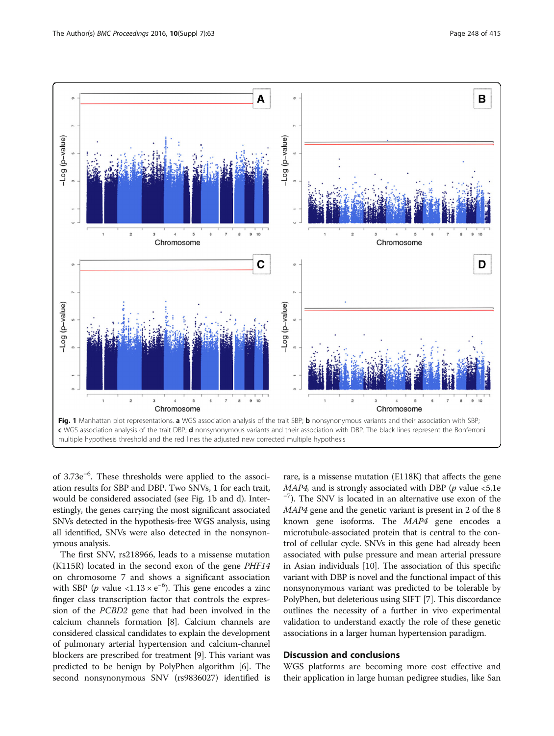Fig. 1 Manhattan plot representations. **a** WGS association analysis of the trait SBP; **b** nonsynonymous variants and their association with SBP; **c** WGS association analysis of the trait DBP; **d** nonsynonymous variants and their association with DBP. The black lines represent the Bonferroni multiple hypothesis threshold and the red lines the adjusted new corrected multiple hypothesis

of $3.73e^{-6}$. These thresholds were applied to the association results for SBP and DBP. Two SNVs, 1 for each trait, would be considered associated (see Fig. 1b and d). Interestingly, the genes carrying the most significant associated SNVs detected in the hypothesis-free WGS analysis, using all identified, SNVs were also detected in the nonsynonymous analysis.

The first SNV, rs218966, leads to a missense mutation (K115R) located in the second exon of the gene *PHF14* on chromosome 7 and shows a significant association with SBP ($p$ value $<1.13 \times e^{-6}$). This gene encodes a zinc finger class transcription factor that controls the expression of the *PCBD2* gene that had been involved in the calcium channels formation [8]. Calcium channels are considered classical candidates to explain the development of pulmonary arterial hypertension and calcium-channel blockers are prescribed for treatment [9]. This variant was predicted to be benign by PolyPhen algorithm [6]. The second nonsynonymous SNV (rs9836027) identified is rare, is a missense mutation (E118K) that affects the gene *MAP4*, and is strongly associated with DBP ($p$ value $<5.1e^{-7}$). The SNV is located in an alternative use exon of the *MAP4* gene and the genetic variant is present in 2 of the 8 known gene isoforms. The *MAP4* gene encodes a microtubule-associated protein that is central to the control of cellular cycle. SNVs in this gene had already been associated with pulse pressure and mean arterial pressure in Asian individuals [10]. The association of this specific variant with DBP is novel and the functional impact of this nonsynonymous variant was predicted to be tolerable by PolyPhen, but deleterious using SIFT [7]. This discordance outlines the necessity of a further in vivo experimental validation to understand exactly the role of these genetic associations in a larger human hypertension paradigm.

## Discussion and conclusions

WGS platforms are becoming more cost effective and their application in large human pedigree studies, like San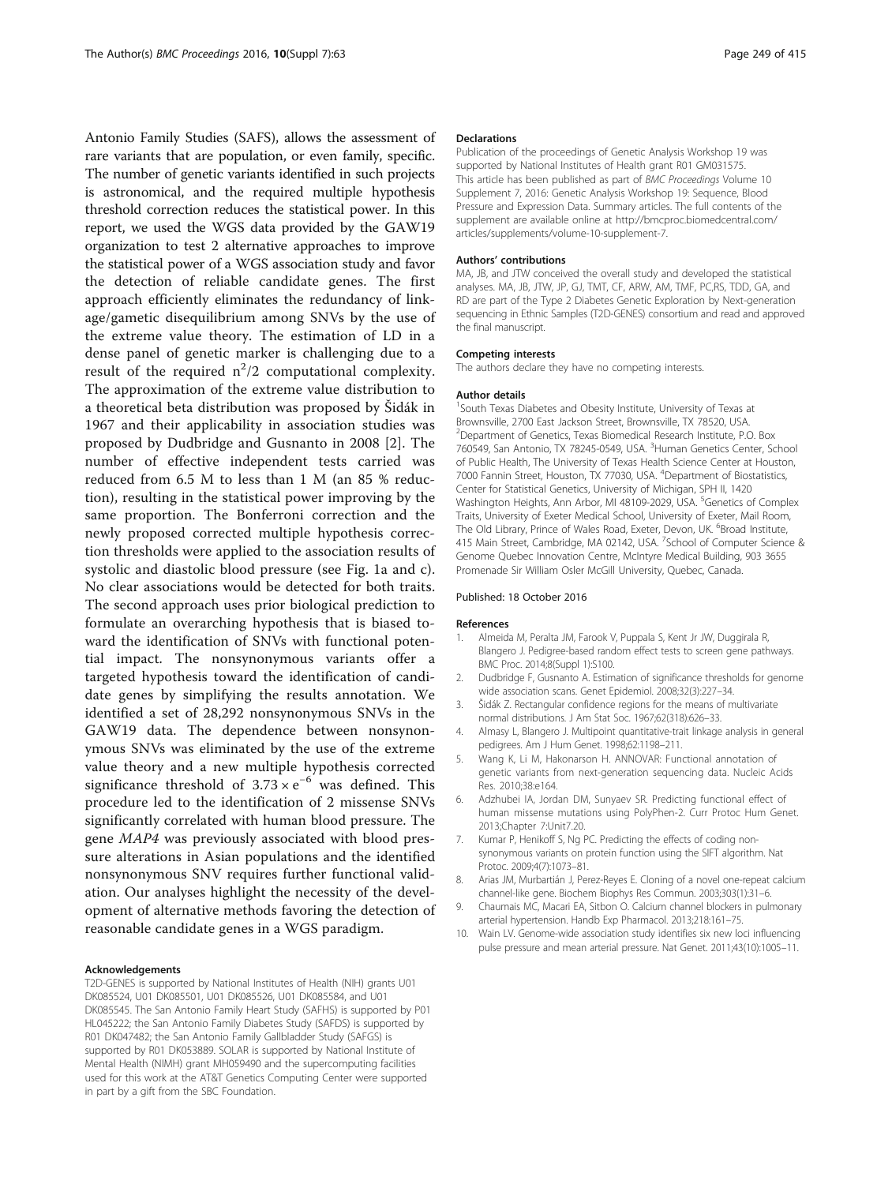Antonio Family Studies (SAFS), allows the assessment of rare variants that are population, or even family, specific. The number of genetic variants identified in such projects is astronomical, and the required multiple hypothesis threshold correction reduces the statistical power. In this report, we used the WGS data provided by the GAW19 organization to test 2 alternative approaches to improve the statistical power of a WGS association study and favor the detection of reliable candidate genes. The first approach efficiently eliminates the redundancy of linkage/gametic disequilibrium among SNVs by the use of the extreme value theory. The estimation of LD in a dense panel of genetic marker is challenging due to a result of the required $n^2/2$ computational complexity. The approximation of the extreme value distribution to a theoretical beta distribution was proposed by Šidák in 1967 and their applicability in association studies was proposed by Dudbridge and Gusnanto in 2008 [2]. The number of effective independent tests carried was reduced from 6.5 M to less than 1 M (an 85 % reduction), resulting in the statistical power improving by the same proportion. The Bonferroni correction and the newly proposed corrected multiple hypothesis correction thresholds were applied to the association results of systolic and diastolic blood pressure (see Fig. 1a and c). No clear associations would be detected for both traits. The second approach uses prior biological prediction to formulate an overarching hypothesis that is biased toward the identification of SNVs with functional potential impact. The nonsynonymous variants offer a targeted hypothesis toward the identification of candidate genes by simplifying the results annotation. We identified a set of 28,292 nonsynonymous SNVs in the GAW19 data. The dependence between nonsynonymous SNVs was eliminated by the use of the extreme value theory and a new multiple hypothesis corrected significance threshold of $3.73 \times e^{-6}$ was defined. This procedure led to the identification of 2 missense SNVs significantly correlated with human blood pressure. The gene *MAP4* was previously associated with blood pressure alterations in Asian populations and the identified nonsynonymous SNV requires further functional validation. Our analyses highlight the necessity of the development of alternative methods favoring the detection of reasonable candidate genes in a WGS paradigm.

#### Acknowledgements

T2D-GENES is supported by National Institutes of Health (NIH) grants U01 DK085524, U01 DK085501, U01 DK085526, U01 DK085584, and U01 DK085545. The San Antonio Family Heart Study (SAFHS) is supported by P01 HL045222; the San Antonio Family Diabetes Study (SAFDS) is supported by R01 DK047482; the San Antonio Family Gallbladder Study (SAFGS) is supported by R01 DK053889. SOLAR is supported by National Institute of Mental Health (NIMH) grant MH059490 and the supercomputing facilities used for this work at the AT&T Genetics Computing Center were supported in part by a gift from the SBC Foundation.

#### Declarations

Publication of the proceedings of Genetic Analysis Workshop 19 was supported by National Institutes of Health grant R01 GM031575.
This article has been published as part of *BMC Proceedings* Volume 10 Supplement 7, 2016: Genetic Analysis Workshop 19: Sequence, Blood Pressure and Expression Data. Summary articles. The full contents of the supplement are available online at http://bmcproc.biomedcentral.com/articles/supplements/volume-10-supplement-7.

#### Authors' contributions

MA, JB, and JTW conceived the overall study and developed the statistical analyses. MA, JB, JTW, JP, GJ, TMT, CF, ARW, AM, TMF, PC,RS, TDD, GA, and RD are part of the Type 2 Diabetes Genetic Exploration by Next-generation sequencing in Ethnic Samples (T2D-GENES) consortium and read and approved the final manuscript.

#### Competing interests

The authors declare they have no competing interests.

#### Author details

[1]South Texas Diabetes and Obesity Institute, University of Texas at Brownsville, 2700 East Jackson Street, Brownsville, TX 78520, USA. [2]Department of Genetics, Texas Biomedical Research Institute, P.O. Box 760549, San Antonio, TX 78245-0549, USA. [3]Human Genetics Center, School of Public Health, The University of Texas Health Science Center at Houston, 7000 Fannin Street, Houston, TX 77030, USA. [4]Department of Biostatistics, Center for Statistical Genetics, University of Michigan, SPH II, 1420 Washington Heights, Ann Arbor, MI 48109-2029, USA. [5]Genetics of Complex Traits, University of Exeter Medical School, University of Exeter, Mail Room, The Old Library, Prince of Wales Road, Exeter, Devon, UK. [6]Broad Institute, 415 Main Street, Cambridge, MA 02142, USA. [7]School of Computer Science & Genome Quebec Innovation Centre, McIntyre Medical Building, 903 3655 Promenade Sir William Osler McGill University, Quebec, Canada.

Published: 18 October 2016

#### References

1. Almeida M, Peralta JM, Farook V, Puppala S, Kent Jr JW, Duggirala R, Blangero J. Pedigree-based random effect tests to screen gene pathways. BMC Proc. 2014;8(Suppl 1):S100.
2. Dudbridge F, Gusnanto A. Estimation of significance thresholds for genome wide association scans. Genet Epidemiol. 2008;32(3):227–34.
3. Šidák Z. Rectangular confidence regions for the means of multivariate normal distributions. J Am Stat Soc. 1967;62(318):626–33.
4. Almasy L, Blangero J. Multipoint quantitative-trait linkage analysis in general pedigrees. Am J Hum Genet. 1998;62:1198–211.
5. Wang K, Li M, Hakonarson H. ANNOVAR: Functional annotation of genetic variants from next-generation sequencing data. Nucleic Acids Res. 2010;38:e164.
6. Adzhubei IA, Jordan DM, Sunyaev SR. Predicting functional effect of human missense mutations using PolyPhen-2. Curr Protoc Hum Genet. 2013;Chapter 7:Unit7.20.
7. Kumar P, Henikoff S, Ng PC. Predicting the effects of coding non-synonymous variants on protein function using the SIFT algorithm. Nat Protoc. 2009;4(7):1073–81.
8. Arias JM, Murbartián J, Perez-Reyes E. Cloning of a novel one-repeat calcium channel-like gene. Biochem Biophys Res Commun. 2003;303(1):31–6.
9. Chaumais MC, Macari EA, Sitbon O. Calcium channel blockers in pulmonary arterial hypertension. Handb Exp Pharmacol. 2013;218:161–75.
10. Wain LV. Genome-wide association study identifies six new loci influencing pulse pressure and mean arterial pressure. Nat Genet. 2011;43(10):1005–11.